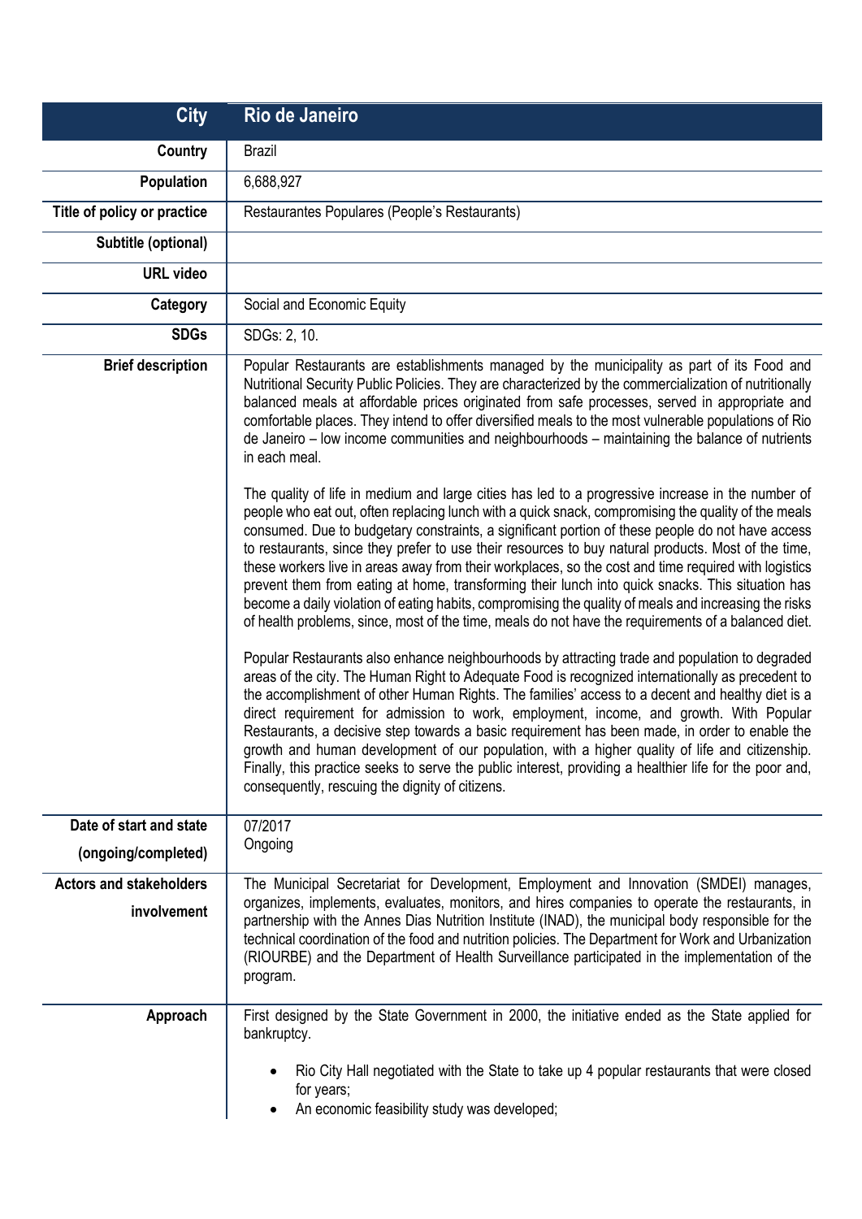| City | Rio de Janeiro |
| --- | --- |
| Country | Brazil |
| Population | 6,688,927 |
| Title of policy or practice | Restaurantes Populares (People's Restaurants) |
| Subtitle (optional) | |
| URL video | |
| Category | Social and Economic Equity |
| SDGs | SDGs: 2, 10. |
| Brief description | Popular Restaurants are establishments managed by the municipality as part of its Food and Nutritional Security Public Policies. They are characterized by the commercialization of nutritionally balanced meals at affordable prices originated from safe processes, served in appropriate and comfortable places. They intend to offer diversified meals to the most vulnerable populations of Rio de Janeiro – low income communities and neighbourhoods – maintaining the balance of nutrients in each meal.<br><br>The quality of life in medium and large cities has led to a progressive increase in the number of people who eat out, often replacing lunch with a quick snack, compromising the quality of the meals consumed. Due to budgetary constraints, a significant portion of these people do not have access to restaurants, since they prefer to use their resources to buy natural products. Most of the time, these workers live in areas away from their workplaces, so the cost and time required with logistics prevent them from eating at home, transforming their lunch into quick snacks. This situation has become a daily violation of eating habits, compromising the quality of meals and increasing the risks of health problems, since, most of the time, meals do not have the requirements of a balanced diet.<br><br>Popular Restaurants also enhance neighbourhoods by attracting trade and population to degraded areas of the city. The Human Right to Adequate Food is recognized internationally as precedent to the accomplishment of other Human Rights. The families' access to a decent and healthy diet is a direct requirement for admission to work, employment, income, and growth. With Popular Restaurants, a decisive step towards a basic requirement has been made, in order to enable the growth and human development of our population, with a higher quality of life and citizenship. Finally, this practice seeks to serve the public interest, providing a healthier life for the poor and, consequently, rescuing the dignity of citizens. |
| Date of start and state (ongoing/completed) | 07/2017<br>Ongoing |
| Actors and stakeholders involvement | The Municipal Secretariat for Development, Employment and Innovation (SMDEI) manages, organizes, implements, evaluates, monitors, and hires companies to operate the restaurants, in partnership with the Annes Dias Nutrition Institute (INAD), the municipal body responsible for the technical coordination of the food and nutrition policies. The Department for Work and Urbanization (RIOURBE) and the Department of Health Surveillance participated in the implementation of the program. |
| Approach | First designed by the State Government in 2000, the initiative ended as the State applied for bankruptcy.<br><br>• Rio City Hall negotiated with the State to take up 4 popular restaurants that were closed for years;<br>• An economic feasibility study was developed; |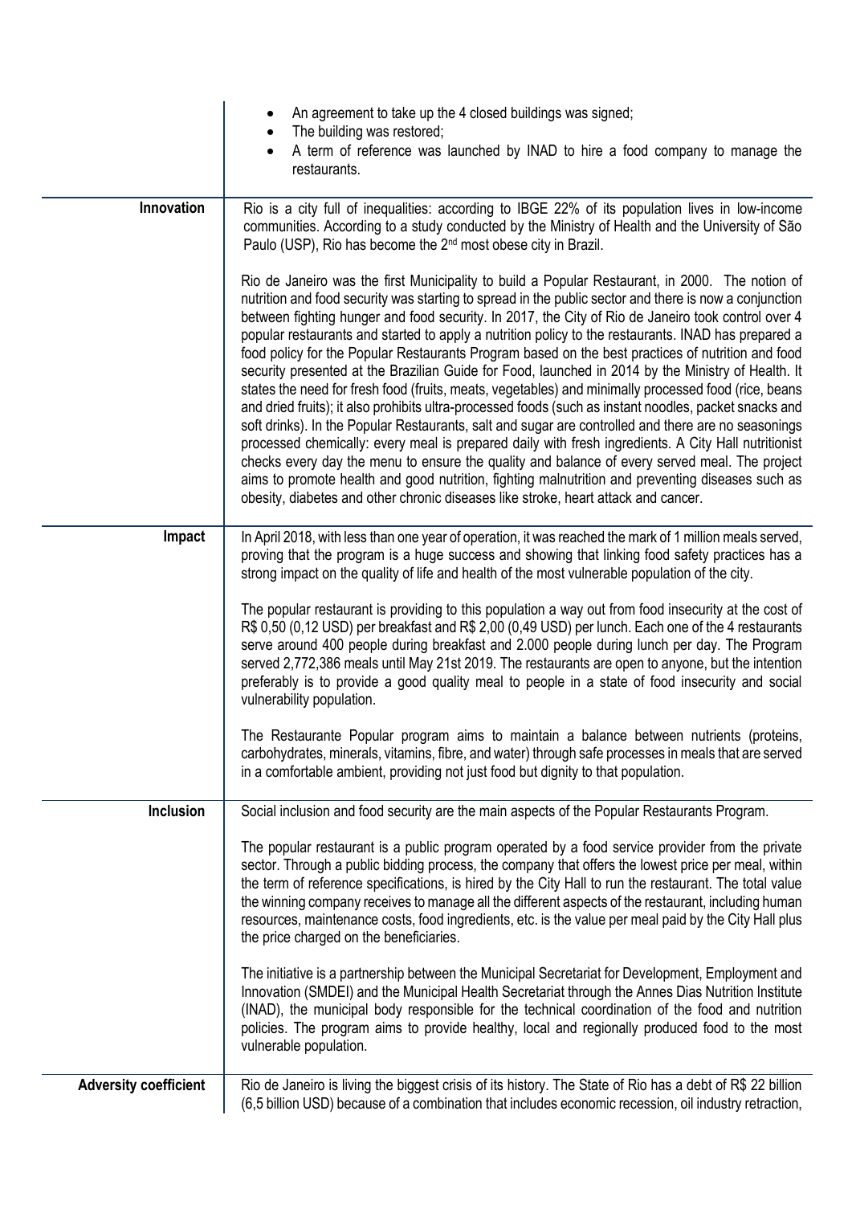| | |
|---|---|
| | • An agreement to take up the 4 closed buildings was signed;<br>• The building was restored;<br>• A term of reference was launched by INAD to hire a food company to manage the restaurants. |
| **Innovation** | Rio is a city full of inequalities: according to IBGE 22% of its population lives in low-income communities. According to a study conducted by the Ministry of Health and the University of São Paulo (USP), Rio has become the 2nd most obese city in Brazil.<br><br>Rio de Janeiro was the first Municipality to build a Popular Restaurant, in 2000. The notion of nutrition and food security was starting to spread in the public sector and there is now a conjunction between fighting hunger and food security. In 2017, the City of Rio de Janeiro took control over 4 popular restaurants and started to apply a nutrition policy to the restaurants. INAD has prepared a food policy for the Popular Restaurants Program based on the best practices of nutrition and food security presented at the Brazilian Guide for Food, launched in 2014 by the Ministry of Health. It states the need for fresh food (fruits, meats, vegetables) and minimally processed food (rice, beans and dried fruits); it also prohibits ultra-processed foods (such as instant noodles, packet snacks and soft drinks). In the Popular Restaurants, salt and sugar are controlled and there are no seasonings processed chemically: every meal is prepared daily with fresh ingredients. A City Hall nutritionist checks every day the menu to ensure the quality and balance of every served meal. The project aims to promote health and good nutrition, fighting malnutrition and preventing diseases such as obesity, diabetes and other chronic diseases like stroke, heart attack and cancer. |
| **Impact** | In April 2018, with less than one year of operation, it was reached the mark of 1 million meals served, proving that the program is a huge success and showing that linking food safety practices has a strong impact on the quality of life and health of the most vulnerable population of the city.<br><br>The popular restaurant is providing to this population a way out from food insecurity at the cost of R$ 0,50 (0,12 USD) per breakfast and R$ 2,00 (0,49 USD) per lunch. Each one of the 4 restaurants serve around 400 people during breakfast and 2.000 people during lunch per day. The Program served 2,772,386 meals until May 21st 2019. The restaurants are open to anyone, but the intention preferably is to provide a good quality meal to people in a state of food insecurity and social vulnerability population.<br><br>The Restaurante Popular program aims to maintain a balance between nutrients (proteins, carbohydrates, minerals, vitamins, fibre, and water) through safe processes in meals that are served in a comfortable ambient, providing not just food but dignity to that population. |
| **Inclusion** | Social inclusion and food security are the main aspects of the Popular Restaurants Program.<br><br>The popular restaurant is a public program operated by a food service provider from the private sector. Through a public bidding process, the company that offers the lowest price per meal, within the term of reference specifications, is hired by the City Hall to run the restaurant. The total value the winning company receives to manage all the different aspects of the restaurant, including human resources, maintenance costs, food ingredients, etc. is the value per meal paid by the City Hall plus the price charged on the beneficiaries.<br><br>The initiative is a partnership between the Municipal Secretariat for Development, Employment and Innovation (SMDEI) and the Municipal Health Secretariat through the Annes Dias Nutrition Institute (INAD), the municipal body responsible for the technical coordination of the food and nutrition policies. The program aims to provide healthy, local and regionally produced food to the most vulnerable population. |
| **Adversity coefficient** | Rio de Janeiro is living the biggest crisis of its history. The State of Rio has a debt of R$ 22 billion (6,5 billion USD) because of a combination that includes economic recession, oil industry retraction, |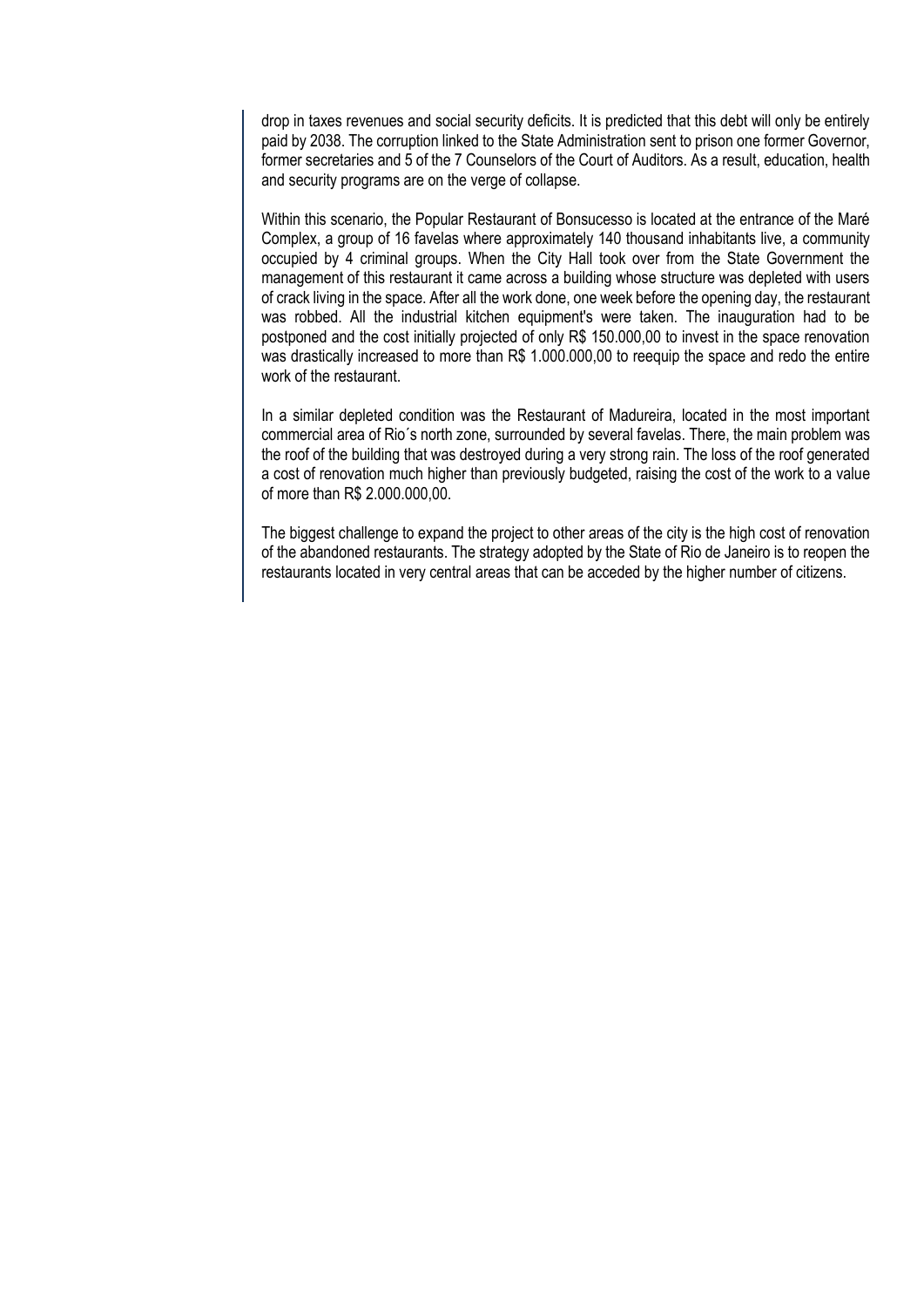drop in taxes revenues and social security deficits. It is predicted that this debt will only be entirely paid by 2038. The corruption linked to the State Administration sent to prison one former Governor, former secretaries and 5 of the 7 Counselors of the Court of Auditors. As a result, education, health and security programs are on the verge of collapse.

Within this scenario, the Popular Restaurant of Bonsucesso is located at the entrance of the Maré Complex, a group of 16 favelas where approximately 140 thousand inhabitants live, a community occupied by 4 criminal groups. When the City Hall took over from the State Government the management of this restaurant it came across a building whose structure was depleted with users of crack living in the space. After all the work done, one week before the opening day, the restaurant was robbed. All the industrial kitchen equipment's were taken. The inauguration had to be postponed and the cost initially projected of only R$ 150.000,00 to invest in the space renovation was drastically increased to more than R$ 1.000.000,00 to reequip the space and redo the entire work of the restaurant.

In a similar depleted condition was the Restaurant of Madureira, located in the most important commercial area of Rio´s north zone, surrounded by several favelas. There, the main problem was the roof of the building that was destroyed during a very strong rain. The loss of the roof generated a cost of renovation much higher than previously budgeted, raising the cost of the work to a value of more than R$ 2.000.000,00.

The biggest challenge to expand the project to other areas of the city is the high cost of renovation of the abandoned restaurants. The strategy adopted by the State of Rio de Janeiro is to reopen the restaurants located in very central areas that can be acceded by the higher number of citizens.